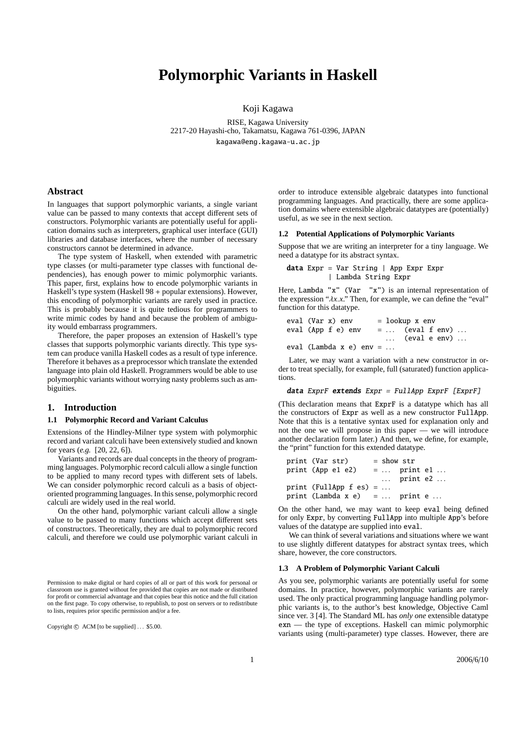# Polymorphic Variants in Haskell

Koji Kagawa

RISE, Kagawa University
2217-20 Hayashi-cho, Takamatsu, Kagawa 761-0396, JAPAN
kagawa@eng.kagawa-u.ac.jp

## Abstract

In languages that support polymorphic variants, a single variant value can be passed to many contexts that accept different sets of constructors. Polymorphic variants are potentially useful for application domains such as interpreters, graphical user interface (GUI) libraries and database interfaces, where the number of necessary constructors cannot be determined in advance.

The type system of Haskell, when extended with parametric type classes (or multi-parameter type classes with functional dependencies), has enough power to mimic polymorphic variants. This paper, first, explains how to encode polymorphic variants in Haskell's type system (Haskell 98 + popular extensions). However, this encoding of polymorphic variants are rarely used in practice. This is probably because it is quite tedious for programmers to write mimic codes by hand and because the problem of ambiguity would embarrass programmers.

Therefore, the paper proposes an extension of Haskell's type classes that supports polymorphic variants directly. This type system can produce vanilla Haskell codes as a result of type inference. Therefore it behaves as a preprocessor which translate the extended language into plain old Haskell. Programmers would be able to use polymorphic variants without worrying nasty problems such as ambiguities.

## 1. Introduction

### 1.1 Polymorphic Record and Variant Calculus

Extensions of the Hindley-Milner type system with polymorphic record and variant calculi have been extensively studied and known for years (*e.g.* [20, 22, 6]).

Variants and records are dual concepts in the theory of programming languages. Polymorphic record calculi allow a single function to be applied to many record types with different sets of labels. We can consider polymorphic record calculi as a basis of object-oriented programming languages. In this sense, polymorphic record calculi are widely used in the real world.

On the other hand, polymorphic variant calculi allow a single value to be passed to many functions which accept different sets of constructors. Theoretically, they are dual to polymorphic record calculi, and therefore we could use polymorphic variant calculi in order to introduce extensible algebraic datatypes into functional programming languages. And practically, there are some application domains where extensible algebraic datatypes are (potentially) useful, as we see in the next section.

### 1.2 Potential Applications of Polymorphic Variants

Suppose that we are writing an interpreter for a tiny language. We need a datatype for its abstract syntax.

```
data Expr = Var String | App Expr Expr
          | Lambda String Expr
```

Here, Lambda "x" (Var "x") is an internal representation of the expression "$\lambda x.x$." Then, for example, we can define the "eval" function for this datatype.

```
eval (Var x) env      = lookup x env
eval (App f e) env    = ...  (eval f env) ...
                        ...  (eval e env) ...
eval (Lambda x e) env = ...
```

Later, we may want a variation with a new constructor in order to treat specially, for example, full (saturated) function applications.

```
data ExprF extends Expr = FullApp ExprF [ExprF]
```

(This declaration means that ExprF is a datatype which has all the constructors of Expr as well as a new constructor FullApp. Note that this is a tentative syntax used for explanation only and not the one we will propose in this paper — we will introduce another declaration form later.) And then, we define, for example, the "print" function for this extended datatype.

```
print (Var str)       = show str
print (App e1 e2)     = ...  print e1 ...
                        ...  print e2 ...
print (FullApp f es) = ...
print (Lambda x e)    = ...  print e ...
```

On the other hand, we may want to keep eval being defined for only Expr, by converting FullApp into multiple App's before values of the datatype are supplied into eval.

We can think of several variations and situations where we want to use slightly different datatypes for abstract syntax trees, which share, however, the core constructors.

### 1.3 A Problem of Polymorphic Variant Calculi

As you see, polymorphic variants are potentially useful for some domains. In practice, however, polymorphic variants are rarely used. The only practical programming language handling polymorphic variants is, to the author's best knowledge, Objective Caml since ver. 3 [4]. The Standard ML has *only one* extensible datatype exn — the type of exceptions. Haskell can mimic polymorphic variants using (multi-parameter) type classes. However, there are

Permission to make digital or hard copies of all or part of this work for personal or classroom use is granted without fee provided that copies are not made or distributed for profit or commercial advantage and that copies bear this notice and the full citation on the first page. To copy otherwise, to republish, to post on servers or to redistribute to lists, requires prior specific permission and/or a fee.

Copyright © ACM [to be supplied] ... $5.00.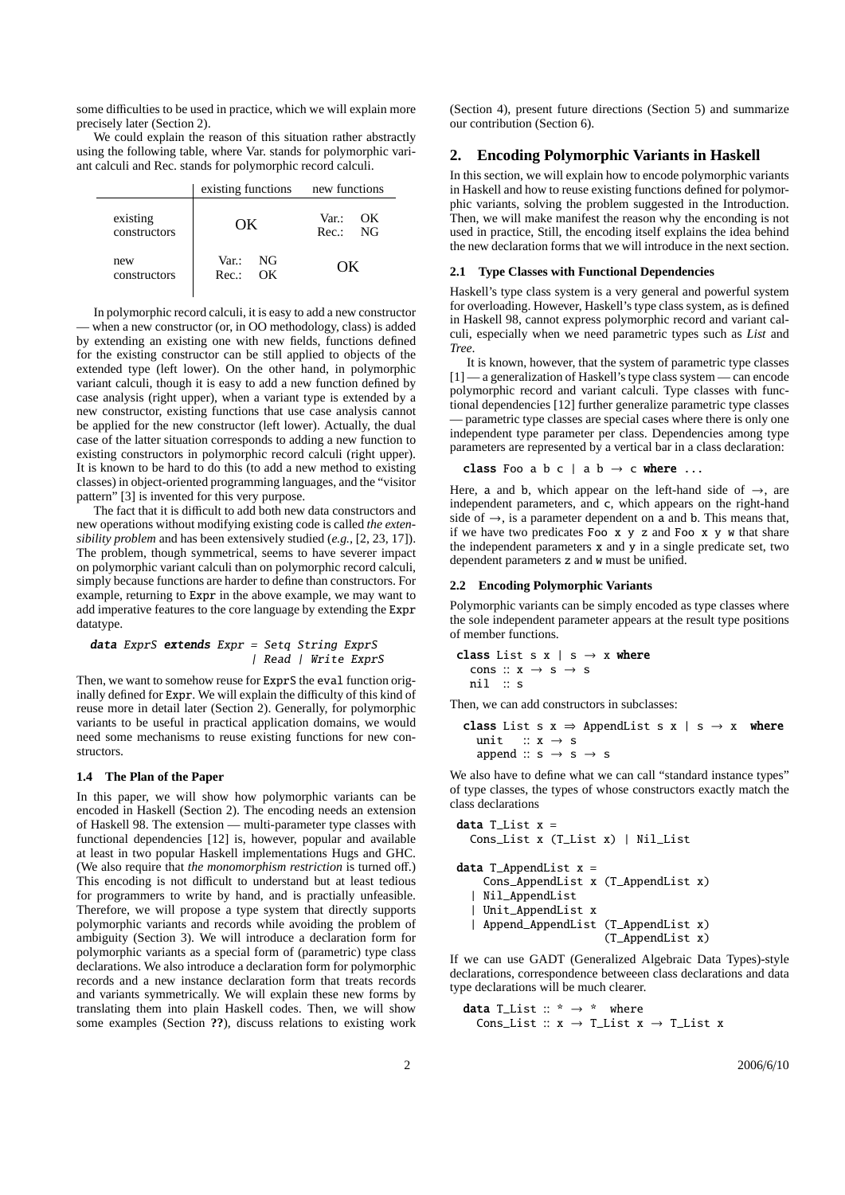some difficulties to be used in practice, which we will explain more precisely later (Section 2).

We could explain the reason of this situation rather abstractly using the following table, where Var. stands for polymorphic variant calculi and Rec. stands for polymorphic record calculi.

| | existing functions | new functions |
|---|---|---|
| existing constructors | OK | Var.: OK Rec.: NG |
| new constructors | Var.: NG Rec.: OK | OK |

In polymorphic record calculi, it is easy to add a new constructor — when a new constructor (or, in OO methodology, class) is added by extending an existing one with new fields, functions defined for the existing constructor can be still applied to objects of the extended type (left lower). On the other hand, in polymorphic variant calculi, though it is easy to add a new function defined by case analysis (right upper), when a variant type is extended by a new constructor, existing functions that use case analysis cannot be applied for the new constructor (left lower). Actually, the dual case of the latter situation corresponds to adding a new function to existing constructors in polymorphic record calculi (right upper). It is known to be hard to do this (to add a new method to existing classes) in object-oriented programming languages, and the "visitor pattern" [3] is invented for this very purpose.

The fact that it is difficult to add both new data constructors and new operations without modifying existing code is called *the extensibility problem* and has been extensively studied (*e.g.*, [2, 23, 17]). The problem, though symmetrical, seems to have severer impact on polymorphic variant calculi than on polymorphic record calculi, simply because functions are harder to define than constructors. For example, returning to `Expr` in the above example, we may want to add imperative features to the core language by extending the `Expr` datatype.

```
data ExprS extends Expr = Setq String ExprS
                        | Read | Write ExprS
```

Then, we want to somehow reuse for `ExprS` the `eval` function originally defined for `Expr`. We will explain the difficulty of this kind of reuse more in detail later (Section 2). Generally, for polymorphic variants to be useful in practical application domains, we would need some mechanisms to reuse existing functions for new constructors.

### 1.4 The Plan of the Paper

In this paper, we will show how polymorphic variants can be encoded in Haskell (Section 2). The encoding needs an extension of Haskell 98. The extension — multi-parameter type classes with functional dependencies [12] is, however, popular and available at least in two popular Haskell implementations Hugs and GHC. (We also require that *the monomorphism restriction* is turned off.) This encoding is not difficult to understand but at least tedious for programmers to write by hand, and is practially unfeasible. Therefore, we will propose a type system that directly supports polymorphic variants and records while avoiding the problem of ambiguity (Section 3). We will introduce a declaration form for polymorphic variants as a special form of (parametric) type class declarations. We also introduce a declaration form for polymorphic records and a new instance declaration form that treats records and variants symmetrically. We will explain these new forms by translating them into plain Haskell codes. Then, we will show some examples (Section **??**), discuss relations to existing work (Section 4), present future directions (Section 5) and summarize our contribution (Section 6).

## 2. Encoding Polymorphic Variants in Haskell

In this section, we will explain how to encode polymorphic variants in Haskell and how to reuse existing functions defined for polymorphic variants, solving the problem suggested in the Introduction. Then, we will make manifest the reason why the enconding is not used in practice, Still, the encoding itself explains the idea behind the new declaration forms that we will introduce in the next section.

### 2.1 Type Classes with Functional Dependencies

Haskell's type class system is a very general and powerful system for overloading. However, Haskell's type class system, as is defined in Haskell 98, cannot express polymorphic record and variant calculi, especially when we need parametric types such as *List* and *Tree*.

It is known, however, that the system of parametric type classes [1] — a generalization of Haskell's type class system — can encode polymorphic record and variant calculi. Type classes with functional dependencies [12] further generalize parametric type classes — parametric type classes are special cases where there is only one independent type parameter per class. Dependencies among type parameters are represented by a vertical bar in a class declaration:

```
class Foo a b c | a b → c where ...
```

Here, `a` and `b`, which appear on the left-hand side of →, are independent parameters, and `c`, which appears on the right-hand side of →, is a parameter dependent on `a` and `b`. This means that, if we have two predicates `Foo x y z` and `Foo x y w` that share the independent parameters `x` and `y` in a single predicate set, two dependent parameters `z` and `w` must be unified.

### 2.2 Encoding Polymorphic Variants

Polymorphic variants can be simply encoded as type classes where the sole independent parameter appears at the result type positions of member functions.

```
class List s x | s → x where
  cons :: x → s → s
  nil  :: s
```

Then, we can add constructors in subclasses:

```
class List s x ⇒ AppendList s x | s → x  where
  unit   :: x → s
  append :: s → s → s
```

We also have to define what we can call "standard instance types" of type classes, the types of whose constructors exactly match the class declarations

```
data T_List x =
  Cons_List x (T_List x) | Nil_List

data T_AppendList x =
    Cons_AppendList x (T_AppendList x)
  | Nil_AppendList
  | Unit_AppendList x
  | Append_AppendList (T_AppendList x)
                      (T_AppendList x)
```

If we can use GADT (Generalized Algebraic Data Types)-style declarations, correspondence betweeen class declarations and data type declarations will be much clearer.

```
data T_List :: * → *  where
  Cons_List :: x → T_List x → T_List x
```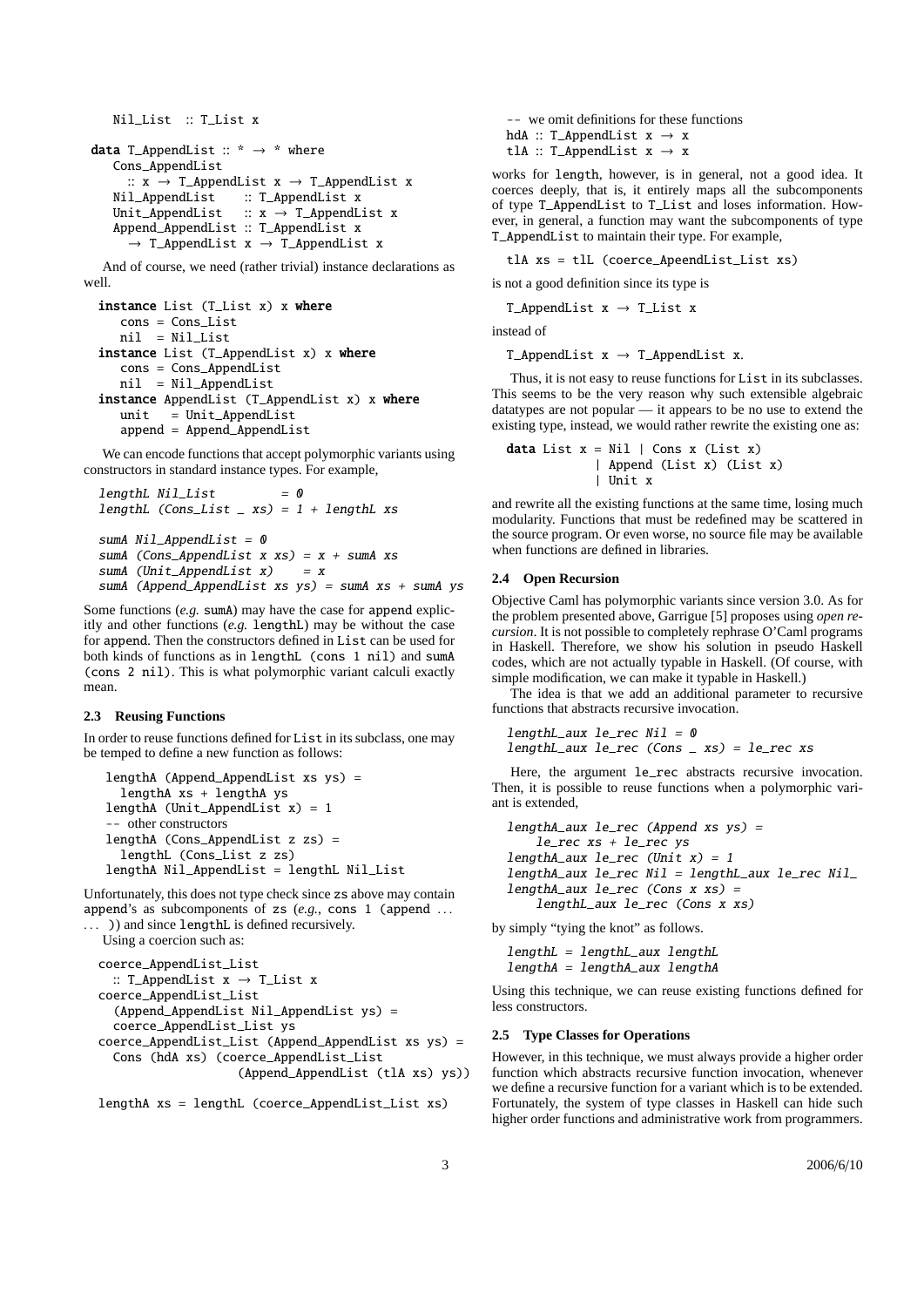```
    Nil_List  :: T_List x

data T_AppendList :: * → * where
    Cons_AppendList
      :: x → T_AppendList x → T_AppendList x
    Nil_AppendList    :: T_AppendList x
    Unit_AppendList   :: x → T_AppendList x
    Append_AppendList :: T_AppendList x
      → T_AppendList x → T_AppendList x
```

And of course, we need (rather trivial) instance declarations as well.

```
instance List (T_List x) x where
    cons = Cons_List
    nil  = Nil_List
instance List (T_AppendList x) x where
    cons = Cons_AppendList
    nil  = Nil_AppendList
instance AppendList (T_AppendList x) x where
    unit   = Unit_AppendList
    append = Append_AppendList
```

We can encode functions that accept polymorphic variants using constructors in standard instance types. For example,

```
lengthL Nil_List          = 0
lengthL (Cons_List _ xs) = 1 + lengthL xs

sumA Nil_AppendList = 0
sumA (Cons_AppendList x xs) = x + sumA xs
sumA (Unit_AppendList x)    = x
sumA (Append_AppendList xs ys) = sumA xs + sumA ys
```

Some functions (*e.g.* sumA) may have the case for append explicitly and other functions (*e.g.* lengthL) may be without the case for append. Then the constructors defined in List can be used for both kinds of functions as in lengthL (cons 1 nil) and sumA (cons 2 nil). This is what polymorphic variant calculi exactly mean.

### 2.3 Reusing Functions

In order to reuse functions defined for List in its subclass, one may be temped to define a new function as follows:

```
lengthA (Append_AppendList xs ys) =
  lengthA xs + lengthA ys
lengthA (Unit_AppendList x) = 1
-- other constructors
lengthA (Cons_AppendList z zs) =
  lengthL (Cons_List z zs)
lengthA Nil_AppendList = lengthL Nil_List
```

Unfortunately, this does not type check since zs above may contain append's as subcomponents of zs (*e.g.*, cons 1 (append ... ... )) and since lengthL is defined recursively.

Using a coercion such as:

```
coerce_AppendList_List
  :: T_AppendList x → T_List x
coerce_AppendList_List
  (Append_AppendList Nil_AppendList ys) =
  coerce_AppendList_List ys
coerce_AppendList_List (Append_AppendList xs ys) =
  Cons (hdA xs) (coerce_AppendList_List
                  (Append_AppendList (tlA xs) ys))

lengthA xs = lengthL (coerce_AppendList_List xs)

-- we omit definitions for these functions
hdA :: T_AppendList x → x
tlA :: T_AppendList x → x
```

works for length, however, is in general, not a good idea. It coerces deeply, that is, it entirely maps all the subcomponents of type T_AppendList to T_List and loses information. However, in general, a function may want the subcomponents of type T_AppendList to maintain their type. For example,

```
tlA xs = tlL (coerce_ApeendList_List xs)
```

is not a good definition since its type is

```
T_AppendList x → T_List x
```

instead of

```
T_AppendList x → T_AppendList x.
```

Thus, it is not easy to reuse functions for List in its subclasses. This seems to be the very reason why such extensible algebraic datatypes are not popular — it appears to be no use to extend the existing type, instead, we would rather rewrite the existing one as:

```
data List x = Nil | Cons x (List x)
            | Append (List x) (List x)
            | Unit x
```

and rewrite all the existing functions at the same time, losing much modularity. Functions that must be redefined may be scattered in the source program. Or even worse, no source file may be available when functions are defined in libraries.

### 2.4 Open Recursion

Objective Caml has polymorphic variants since version 3.0. As for the problem presented above, Garrigue [5] proposes using *open recursion*. It is not possible to completely rephrase O'Caml programs in Haskell. Therefore, we show his solution in pseudo Haskell codes, which are not actually typable in Haskell. (Of course, with simple modification, we can make it typable in Haskell.)

The idea is that we add an additional parameter to recursive functions that abstracts recursive invocation.

```
lengthL_aux le_rec Nil = 0
lengthL_aux le_rec (Cons _ xs) = le_rec xs
```

Here, the argument le_rec abstracts recursive invocation. Then, it is possible to reuse functions when a polymorphic variant is extended,

```
lengthA_aux le_rec (Append xs ys) =
    le_rec xs + le_rec ys
lengthA_aux le_rec (Unit x) = 1
lengthA_aux le_rec Nil = lengthL_aux le_rec Nil_
lengthA_aux le_rec (Cons x xs) =
    lengthL_aux le_rec (Cons x xs)
```

by simply "tying the knot" as follows.

```
lengthL = lengthL_aux lengthL
lengthA = lengthA_aux lengthA
```

Using this technique, we can reuse existing functions defined for less constructors.

### 2.5 Type Classes for Operations

However, in this technique, we must always provide a higher order function which abstracts recursive function invocation, whenever we define a recursive function for a variant which is to be extended. Fortunately, the system of type classes in Haskell can hide such higher order functions and administrative work from programmers.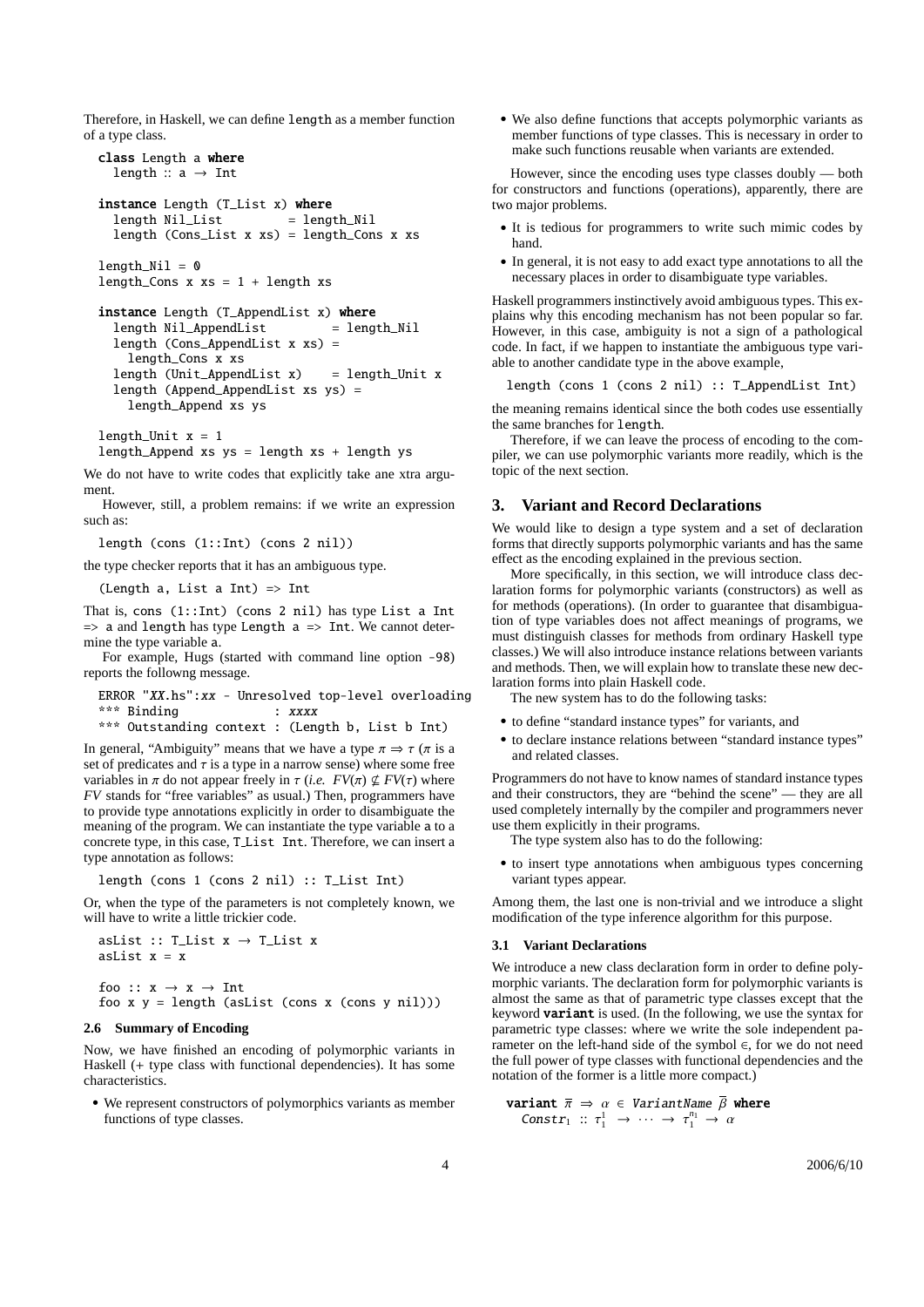Therefore, in Haskell, we can define length as a member function of a type class.

```
class Length a where
  length :: a → Int

instance Length (T_List x) where
  length Nil_List         = length_Nil
  length (Cons_List x xs) = length_Cons x xs

length_Nil = 0
length_Cons x xs = 1 + length xs

instance Length (T_AppendList x) where
  length Nil_AppendList        = length_Nil
  length (Cons_AppendList x xs) =
    length_Cons x xs
  length (Unit_AppendList x)    = length_Unit x
  length (Append_AppendList xs ys) =
    length_Append xs ys

length_Unit x = 1
length_Append xs ys = length xs + length ys
```

We do not have to write codes that explicitly take ane xtra argument.

However, still, a problem remains: if we write an expression such as:

```
length (cons (1::Int) (cons 2 nil))
```

the type checker reports that it has an ambiguous type.

```
(Length a, List a Int) => Int
```

That is, cons (1::Int) (cons 2 nil) has type List a Int => a and length has type Length a => Int. We cannot determine the type variable a.

For example, Hugs (started with command line option -98) reports the followng message.

```
ERROR "XX.hs":xx - Unresolved top-level overloading
*** Binding             : xxxx
*** Outstanding context : (Length b, List b Int)
```

In general, "Ambiguity" means that we have a type $\pi \Rightarrow \tau$ ($\pi$ is a set of predicates and $\tau$ is a type in a narrow sense) where some free variables in $\pi$ do not appear freely in $\tau$ (*i.e.* $FV(\pi) \not\subseteq FV(\tau)$ where *FV* stands for "free variables" as usual.) Then, programmers have to provide type annotations explicitly in order to disambiguate the meaning of the program. We can instantiate the type variable a to a concrete type, in this case, T_List Int. Therefore, we can insert a type annotation as follows:

```
length (cons 1 (cons 2 nil) :: T_List Int)
```

Or, when the type of the parameters is not completely known, we will have to write a little trickier code.

```
asList :: T_List x → T_List x
asList x = x

foo :: x → x → Int
foo x y = length (asList (cons x (cons y nil)))
```

### 2.6 Summary of Encoding

Now, we have finished an encoding of polymorphic variants in Haskell (+ type class with functional dependencies). It has some characteristics.

- We represent constructors of polymorphics variants as member functions of type classes.
- We also define functions that accepts polymorphic variants as member functions of type classes. This is necessary in order to make such functions reusable when variants are extended.

However, since the encoding uses type classes doubly — both for constructors and functions (operations), apparently, there are two major problems.

- It is tedious for programmers to write such mimic codes by hand.
- In general, it is not easy to add exact type annotations to all the necessary places in order to disambiguate type variables.

Haskell programmers instinctively avoid ambiguous types. This explains why this encoding mechanism has not been popular so far. However, in this case, ambiguity is not a sign of a pathological code. In fact, if we happen to instantiate the ambiguous type variable to another candidate type in the above example,

```
length (cons 1 (cons 2 nil) :: T_AppendList Int)
```

the meaning remains identical since the both codes use essentially the same branches for length.

Therefore, if we can leave the process of encoding to the compiler, we can use polymorphic variants more readily, which is the topic of the next section.

## 3. Variant and Record Declarations

We would like to design a type system and a set of declaration forms that directly supports polymorphic variants and has the same effect as the encoding explained in the previous section.

More specifically, in this section, we will introduce class declaration forms for polymorphic variants (constructors) as well as for methods (operations). (In order to guarantee that disambiguation of type variables does not affect meanings of programs, we must distinguish classes for methods from ordinary Haskell type classes.) We will also introduce instance relations between variants and methods. Then, we will explain how to translate these new declaration forms into plain Haskell code.

The new system has to do the following tasks:

- to define "standard instance types" for variants, and
- to declare instance relations between "standard instance types" and related classes.

Programmers do not have to know names of standard instance types and their constructors, they are "behind the scene" — they are all used completely internally by the compiler and programmers never use them explicitly in their programs.

The type system also has to do the following:

- to insert type annotations when ambiguous types concerning variant types appear.

Among them, the last one is non-trivial and we introduce a slight modification of the type inference algorithm for this purpose.

### 3.1 Variant Declarations

We introduce a new class declaration form in order to define polymorphic variants. The declaration form for polymorphic variants is almost the same as that of parametric type classes except that the keyword **variant** is used. (In the following, we use the syntax for parametric type classes: where we write the sole independent parameter on the left-hand side of the symbol $\in$, for we do not need the full power of type classes with functional dependencies and the notation of the former is a little more compact.)

$$\textbf{variant}\ \overline{\pi} \Rightarrow \alpha \in \mathit{VariantName}\ \overline{\beta}\ \textbf{where}$$
$$\mathit{Constr}_1 :: \tau_1^1 \rightarrow \cdots \rightarrow \tau_1^{n_1} \rightarrow \alpha$$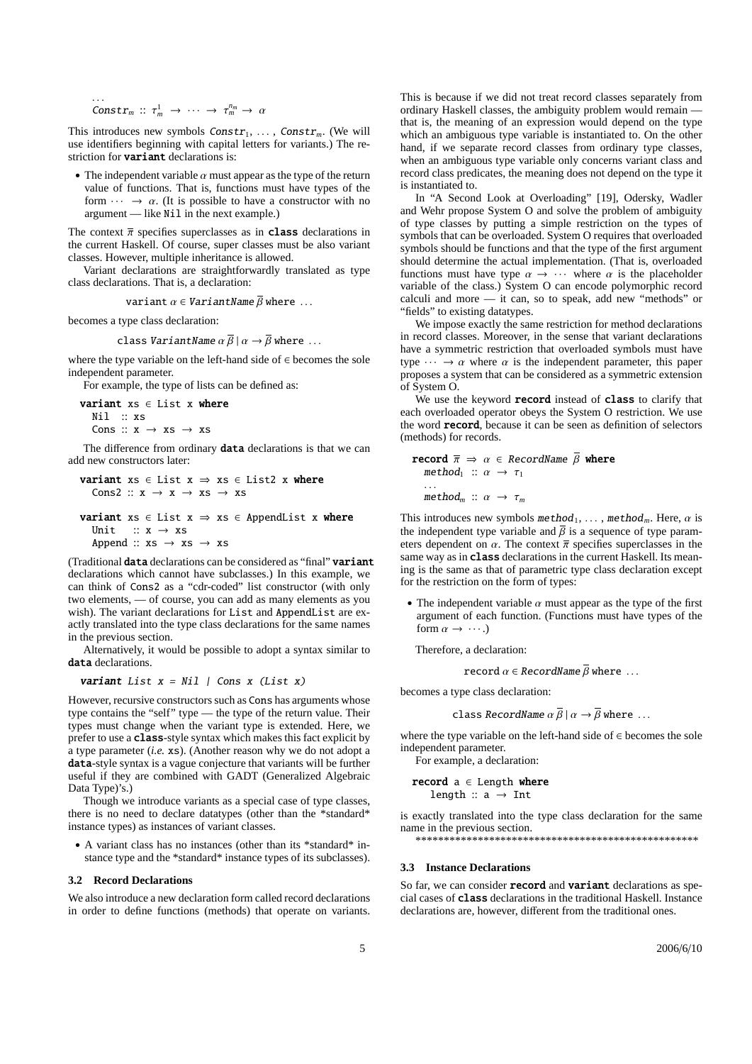. . .
$Constr_m :: \tau_m^1 \rightarrow \cdots \rightarrow \tau_m^{n_m} \rightarrow \alpha$

This introduces new symbols $Constr_1, \ldots, Constr_m$. (We will use identifiers beginning with capital letters for variants.) The restriction for **variant** declarations is:

- The independent variable $\alpha$ must appear as the type of the return value of functions. That is, functions must have types of the form $\cdots \rightarrow \alpha$. (It is possible to have a constructor with no argument — like `Nil` in the next example.)

The context $\overline{\pi}$ specifies superclasses as in **class** declarations in the current Haskell. Of course, super classes must be also variant classes. However, multiple inheritance is allowed.

Variant declarations are straightforwardly translated as type class declarations. That is, a declaration:

$$\texttt{variant}\ \alpha \in VariantName\ \overline{\beta}\ \texttt{where}\ \ldots$$

becomes a type class declaration:

$$\texttt{class}\ VariantName\ \alpha\ \overline{\beta}\ |\ \alpha \rightarrow \overline{\beta}\ \texttt{where}\ \ldots$$

where the type variable on the left-hand side of $\in$ becomes the sole independent parameter.

For example, the type of lists can be defined as:

```
variant xs ∈ List x where
  Nil  :: xs
  Cons :: x → xs → xs
```

The difference from ordinary **data** declarations is that we can add new constructors later:

```
variant xs ∈ List x ⇒ xs ∈ List2 x where
  Cons2 :: x → x → xs → xs

variant xs ∈ List x ⇒ xs ∈ AppendList x where
  Unit   :: x → xs
  Append :: xs → xs → xs
```

(Traditional **data** declarations can be considered as "final" **variant** declarations which cannot have subclasses.) In this example, we can think of `Cons2` as a "cdr-coded" list constructor (with only two elements, — of course, you can add as many elements as you wish). The variant declarations for `List` and `AppendList` are exactly translated into the type class declarations for the same names in the previous section.

Alternatively, it would be possible to adopt a syntax similar to **data** declarations.

```
variant List x = Nil | Cons x (List x)
```

However, recursive constructors such as `Cons` has arguments whose type contains the "self" type — the type of the return value. Their types must change when the variant type is extended. Here, we prefer to use a **class**-style syntax which makes this fact explicit by a type parameter (*i.e.* `xs`). (Another reason why we do not adopt a **data**-style syntax is a vague conjecture that variants will be further useful if they are combined with GADT (Generalized Algebraic Data Type)'s.)

Though we introduce variants as a special case of type classes, there is no need to declare datatypes (other than the *standard* instance types) as instances of variant classes.

- A variant class has no instances (other than its *standard* instance type and the *standard* instance types of its subclasses).

### 3.2 Record Declarations

We also introduce a new declaration form called record declarations in order to define functions (methods) that operate on variants. This is because if we did not treat record classes separately from ordinary Haskell classes, the ambiguity problem would remain — that is, the meaning of an expression would depend on the type which an ambiguous type variable is instantiated to. On the other hand, if we separate record classes from ordinary type classes, when an ambiguous type variable only concerns variant class and record class predicates, the meaning does not depend on the type it is instantiated to.

In "A Second Look at Overloading" [19], Odersky, Wadler and Wehr propose System O and solve the problem of ambiguity of type classes by putting a simple restriction on the types of symbols that can be overloaded. System O requires that overloaded symbols should be functions and that the type of the first argument should determine the actual implementation. (That is, overloaded functions must have type $\alpha \rightarrow \cdots$ where $\alpha$ is the placeholder variable of the class.) System O can encode polymorphic record calculi and more — it can, so to speak, add new "methods" or "fields" to existing datatypes.

We impose exactly the same restriction for method declarations in record classes. Moreover, in the sense that variant declarations have a symmetric restriction that overloaded symbols must have type $\cdots \rightarrow \alpha$ where $\alpha$ is the independent parameter, this paper proposes a system that can be considered as a symmetric extension of System O.

We use the keyword **record** instead of **class** to clarify that each overloaded operator obeys the System O restriction. We use the word **record**, because it can be seen as definition of selectors (methods) for records.

**record** $\overline{\pi} \Rightarrow \alpha \in RecordName\ \overline{\beta}$ **where**
  $method_1 :: \alpha \rightarrow \tau_1$
  . . .
  $method_m :: \alpha \rightarrow \tau_m$

This introduces new symbols $method_1, \ldots, method_m$. Here, $\alpha$ is the independent type variable and $\overline{\beta}$ is a sequence of type parameters dependent on $\alpha$. The context $\overline{\pi}$ specifies superclasses in the same way as in **class** declarations in the current Haskell. Its meaning is the same as that of parametric type class declaration except for the restriction on the form of types:

- The independent variable $\alpha$ must appear as the type of the first argument of each function. (Functions must have types of the form $\alpha \rightarrow \cdots$.)

Therefore, a declaration:

$$\texttt{record}\ \alpha \in RecordName\ \overline{\beta}\ \texttt{where}\ \ldots$$

becomes a type class declaration:

$$\texttt{class}\ RecordName\ \alpha\ \overline{\beta}\ |\ \alpha \rightarrow \overline{\beta}\ \texttt{where}\ \ldots$$

where the type variable on the left-hand side of $\in$ becomes the sole independent parameter.

For example, a declaration:

```
record a ∈ Length where
   length :: a → Int
```

is exactly translated into the type class declaration for the same name in the previous section.

*****************************************************

### 3.3 Instance Declarations

So far, we can consider **record** and **variant** declarations as special cases of **class** declarations in the traditional Haskell. Instance declarations are, however, different from the traditional ones.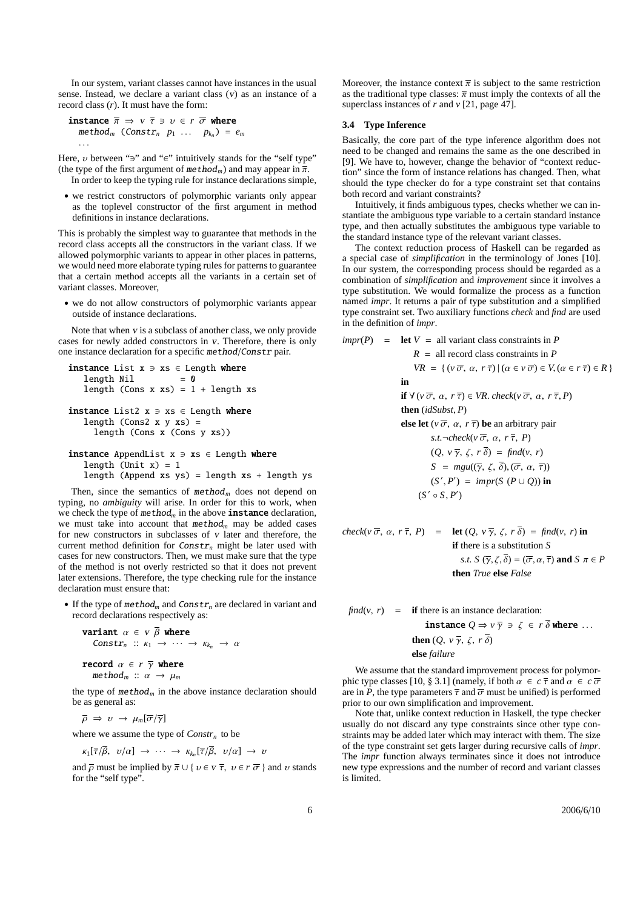In our system, variant classes cannot have instances in the usual sense. Instead, we declare a variant class ($v$) as an instance of a record class ($r$). It must have the form:

$$\textbf{instance}\ \overline{\pi} \Rightarrow v\ \overline{\tau} \ni \upsilon \in r\ \overline{\sigma}\ \textbf{where}$$
$$\quad method_m\ (Constr_n\ p_1\ \ldots\ p_{k_n}) = e_m$$
$$\quad \ldots$$

Here, $\upsilon$ between "$\ni$" and "$\in$" intuitively stands for the "self type" (the type of the first argument of $method_m$) and may appear in $\overline{\pi}$.

In order to keep the typing rule for instance declarations simple,

- we restrict constructors of polymorphic variants only appear as the toplevel constructor of the first argument in method definitions in instance declarations.

This is probably the simplest way to guarantee that methods in the record class accepts all the constructors in the variant class. If we allowed polymorphic variants to appear in other places in patterns, we would need more elaborate typing rules for patterns to guarantee that a certain method accepts all the variants in a certain set of variant classes. Moreover,

- we do not allow constructors of polymorphic variants appear outside of instance declarations.

Note that when $v$ is a subclass of another class, we only provide cases for newly added constructors in $v$. Therefore, there is only one instance declaration for a specific method/Constr pair.

```
instance List x ∋ xs ∈ Length where
   length Nil         = 0
   length (Cons x xs) = 1 + length xs

instance List2 x ∋ xs ∈ Length where
   length (Cons2 x y xs) =
     length (Cons x (Cons y xs))

instance AppendList x ∋ xs ∈ Length where
   length (Unit x) = 1
   length (Append xs ys) = length xs + length ys
```

Then, since the semantics of $method_m$ does not depend on typing, no *ambiguity* will arise. In order for this to work, when we check the type of $method_m$ in the above **instance** declaration, we must take into account that $method_m$ may be added cases for new constructors in subclasses of $v$ later and therefore, the current method definition for $Constr_n$ might be later used with cases for new constructors. Then, we must make sure that the type of the method is not overly restricted so that it does not prevent later extensions. Therefore, the type checking rule for the instance declaration must ensure that:

- If the type of $method_m$ and $Constr_n$ are declared in variant and record declarations respectively as:

$$\textbf{variant}\ \alpha \in v\ \overline{\beta}\ \textbf{where}$$
$$\quad Constr_n :: \kappa_1 \rightarrow \cdots \rightarrow \kappa_{k_n} \rightarrow \alpha$$

$$\textbf{record}\ \alpha \in r\ \overline{\gamma}\ \textbf{where}$$
$$\quad method_m :: \alpha \rightarrow \mu_m$$

the type of $method_m$ in the above instance declaration should be as general as:

$$\overline{\rho} \Rightarrow \upsilon \rightarrow \mu_m[\overline{\sigma}/\overline{\gamma}]$$

where we assume the type of $Constr_n$ to be

$$\kappa_1[\overline{\tau}/\overline{\beta},\ \upsilon/\alpha] \rightarrow \cdots \rightarrow \kappa_{k_n}[\overline{\tau}/\overline{\beta},\ \upsilon/\alpha] \rightarrow \upsilon$$

and $\overline{\rho}$ must be implied by $\overline{\pi} \cup \{\, \upsilon \in v\ \overline{\tau},\ \upsilon \in r\ \overline{\sigma}\,\}$ and $\upsilon$ stands for the "self type".

Moreover, the instance context $\overline{\pi}$ is subject to the same restriction as the traditional type classes: $\overline{\pi}$ must imply the contexts of all the superclass instances of $r$ and $v$ [21, page 47].

### 3.4 Type Inference

Basically, the core part of the type inference algorithm does not need to be changed and remains the same as the one described in [9]. We have to, however, change the behavior of "context reduction" since the form of instance relations has changed. Then, what should the type checker do for a type constraint set that contains both record and variant constraints?

Intuitively, it finds ambiguous types, checks whether we can instantiate the ambiguous type variable to a certain standard instance type, and then actually substitutes the ambiguous type variable to the standard instance type of the relevant variant classes.

The context reduction process of Haskell can be regarded as a special case of *simplification* in the terminology of Jones [10]. In our system, the corresponding process should be regarded as a combination of *simplification* and *improvement* since it involves a type substitution. We would formalize the process as a function named *impr*. It returns a pair of type substitution and a simplified type constraint set. Two auxiliary functions *check* and *find* are used in the definition of *impr*.

$$
\begin{array}{rcl}
impr(P) & = & \textbf{let}\ V\ =\ \text{all variant class constraints in}\ P \\
 & & \quad R\ =\ \text{all record class constraints in}\ P \\
 & & \quad VR\ =\ \{\, (v\,\overline{\sigma},\ \alpha,\ r\,\overline{\tau}) \mid (\alpha \in v\,\overline{\sigma}) \in V, (\alpha \in r\,\overline{\tau}) \in R\,\} \\
 & & \textbf{in} \\
 & & \textbf{if}\ \forall\,(v\,\overline{\sigma},\ \alpha,\ r\,\overline{\tau}) \in VR.\ check(v\,\overline{\sigma},\ \alpha,\ r\,\overline{\tau}, P) \\
 & & \textbf{then}\ (idSubst, P) \\
 & & \textbf{else let}\ (v\,\overline{\sigma},\ \alpha,\ r\,\overline{\tau})\ \textbf{be}\ \text{an arbitrary pair} \\
 & & \quad s.t. \neg check(v\,\overline{\sigma},\ \alpha,\ r\,\overline{\tau},\ P) \\
 & & \quad (Q,\ v\,\overline{\gamma},\ \zeta,\ r\,\overline{\delta})\ =\ find(v,\ r) \\
 & & \quad S\ =\ mgu((\overline{\gamma},\ \zeta,\ \overline{\delta}), (\overline{\sigma},\ \alpha,\ \overline{\tau})) \\
 & & \quad (S', P')\ =\ impr(S\ (P \cup Q))\ \textbf{in} \\
 & & (S' \circ S, P')
\end{array}
$$

$$
\begin{array}{rcl}
check(v\,\overline{\sigma},\ \alpha,\ r\,\overline{\tau},\ P) & = & \textbf{let}\ (Q,\ v\,\overline{\gamma},\ \zeta,\ r\,\overline{\delta})\ =\ find(v,\ r)\ \textbf{in} \\
 & & \textbf{if}\ \text{there is a substitution}\ S \\
 & & \quad s.t.\ S\ (\overline{\gamma}, \zeta, \overline{\delta}) = (\overline{\sigma}, \alpha, \overline{\tau})\ \textbf{and}\ S\ \pi \in P \\
 & & \textbf{then}\ True\ \textbf{else}\ False
\end{array}
$$

$$
\begin{array}{rcl}
find(v,\ r) & = & \textbf{if}\ \text{there is an instance declaration:} \\
 & & \quad \textbf{instance}\ Q \Rightarrow v\,\overline{\gamma} \ni \zeta \in r\,\overline{\delta}\ \textbf{where}\ \ldots \\
 & & \textbf{then}\ (Q,\ v\,\overline{\gamma},\ \zeta,\ r\,\overline{\delta}) \\
 & & \textbf{else}\ failure
\end{array}
$$

We assume that the standard improvement process for polymorphic type classes [10, § 3.1] (namely, if both $\alpha \in c\,\overline{\tau}$ and $\alpha \in c\,\overline{\sigma}$ are in $P$, the type parameters $\overline{\tau}$ and $\overline{\sigma}$ must be unified) is performed prior to our own simplification and improvement.

Note that, unlike context reduction in Haskell, the type checker usually do not discard any type constraints since other type constraints may be added later which may interact with them. The size of the type constraint set gets larger during recursive calls of *impr*. The *impr* function always terminates since it does not introduce new type expressions and the number of record and variant classes is limited.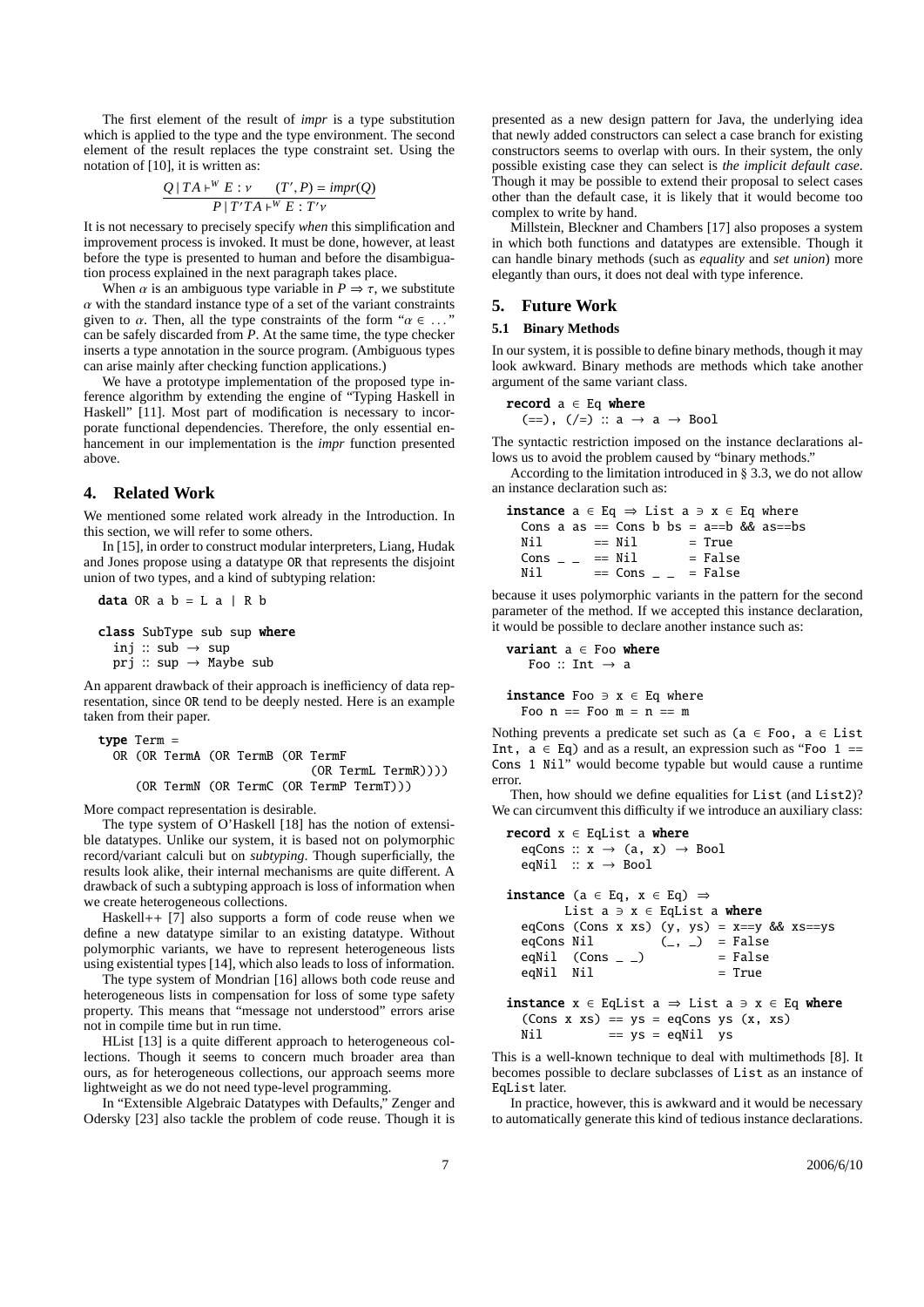The first element of the result of *impr* is a type substitution which is applied to the type and the type environment. The second element of the result replaces the type constraint set. Using the notation of [10], it is written as:

$$\frac{Q \mid TA \vdash^W E : \nu \qquad (T', P) = impr(Q)}{P \mid T'TA \vdash^W E : T'\nu}$$

It is not necessary to precisely specify *when* this simplification and improvement process is invoked. It must be done, however, at least before the type is presented to human and before the disambiguation process explained in the next paragraph takes place.

When $\alpha$ is an ambiguous type variable in $P \Rightarrow \tau$, we substitute $\alpha$ with the standard instance type of a set of the variant constraints given to $\alpha$. Then, all the type constraints of the form "$\alpha \in \ldots$" can be safely discarded from $P$. At the same time, the type checker inserts a type annotation in the source program. (Ambiguous types can arise mainly after checking function applications.)

We have a prototype implementation of the proposed type inference algorithm by extending the engine of "Typing Haskell in Haskell" [11]. Most part of modification is necessary to incorporate functional dependencies. Therefore, the only essential enhancement in our implementation is the *impr* function presented above.

## 4. Related Work

We mentioned some related work already in the Introduction. In this section, we will refer to some others.

In [15], in order to construct modular interpreters, Liang, Hudak and Jones propose using a datatype OR that represents the disjoint union of two types, and a kind of subtyping relation:

```
data OR a b = L a | R b

class SubType sub sup where
  inj :: sub → sup
  prj :: sup → Maybe sub
```

An apparent drawback of their approach is inefficiency of data representation, since OR tend to be deeply nested. Here is an example taken from their paper.

```
type Term =
  OR (OR TermA (OR TermB (OR TermF
                              (OR TermL TermR))))
     (OR TermN (OR TermC (OR TermP TermT)))
```

More compact representation is desirable.

The type system of O'Haskell [18] has the notion of extensible datatypes. Unlike our system, it is based not on polymorphic record/variant calculi but on *subtyping*. Though superficially, the results look alike, their internal mechanisms are quite different. A drawback of such a subtyping approach is loss of information when we create heterogeneous collections.

Haskell++ [7] also supports a form of code reuse when we define a new datatype similar to an existing datatype. Without polymorphic variants, we have to represent heterogeneous lists using existential types [14], which also leads to loss of information.

The type system of Mondrian [16] allows both code reuse and heterogeneous lists in compensation for loss of some type safety property. This means that "message not understood" errors arise not in compile time but in run time.

HList [13] is a quite different approach to heterogeneous collections. Though it seems to concern much broader area than ours, as for heterogeneous collections, our approach seems more lightweight as we do not need type-level programming.

In "Extensible Algebraic Datatypes with Defaults," Zenger and Odersky [23] also tackle the problem of code reuse. Though it is presented as a new design pattern for Java, the underlying idea that newly added constructors can select a case branch for existing constructors seems to overlap with ours. In their system, the only possible existing case they can select is *the implicit default case*. Though it may be possible to extend their proposal to select cases other than the default case, it is likely that it would become too complex to write by hand.

Millstein, Bleckner and Chambers [17] also proposes a system in which both functions and datatypes are extensible. Though it can handle binary methods (such as *equality* and *set union*) more elegantly than ours, it does not deal with type inference.

## 5. Future Work

### 5.1 Binary Methods

In our system, it is possible to define binary methods, though it may look awkward. Binary methods are methods which take another argument of the same variant class.

```
record a ∈ Eq where
  (==), (/=) :: a → a → Bool
```

The syntactic restriction imposed on the instance declarations allows us to avoid the problem caused by "binary methods."

According to the limitation introduced in § 3.3, we do not allow an instance declaration such as:

```
instance a ∈ Eq ⇒ List a ∋ x ∈ Eq where
  Cons a as == Cons b bs = a==b && as==bs
  Nil       == Nil       = True
  Cons _ _  == Nil       = False
  Nil       == Cons _ _  = False
```

because it uses polymorphic variants in the pattern for the second parameter of the method. If we accepted this instance declaration, it would be possible to declare another instance such as:

```
variant a ∈ Foo where
   Foo :: Int → a

instance Foo ∋ x ∈ Eq where
  Foo n == Foo m = n == m
```

Nothing prevents a predicate set such as (a ∈ Foo, a ∈ List Int, a ∈ Eq) and as a result, an expression such as "Foo 1 == Cons 1 Nil" would become typable but would cause a runtime error.

Then, how should we define equalities for List (and List2)? We can circumvent this difficulty if we introduce an auxiliary class:

```
record x ∈ EqList a where
  eqCons :: x → (a, x) → Bool
  eqNil  :: x → Bool

instance (a ∈ Eq, x ∈ Eq) ⇒
        List a ∋ x ∈ EqList a where
  eqCons (Cons x xs) (y, ys) = x==y && xs==ys
  eqCons Nil         (_, _)  = False
  eqNil  (Cons _ _)          = False
  eqNil  Nil                 = True

instance x ∈ EqList a ⇒ List a ∋ x ∈ Eq where
  (Cons x xs) == ys = eqCons ys (x, xs)
  Nil         == ys = eqNil  ys
```

This is a well-known technique to deal with multimethods [8]. It becomes possible to declare subclasses of List as an instance of EqList later.

In practice, however, this is awkward and it would be necessary to automatically generate this kind of tedious instance declarations.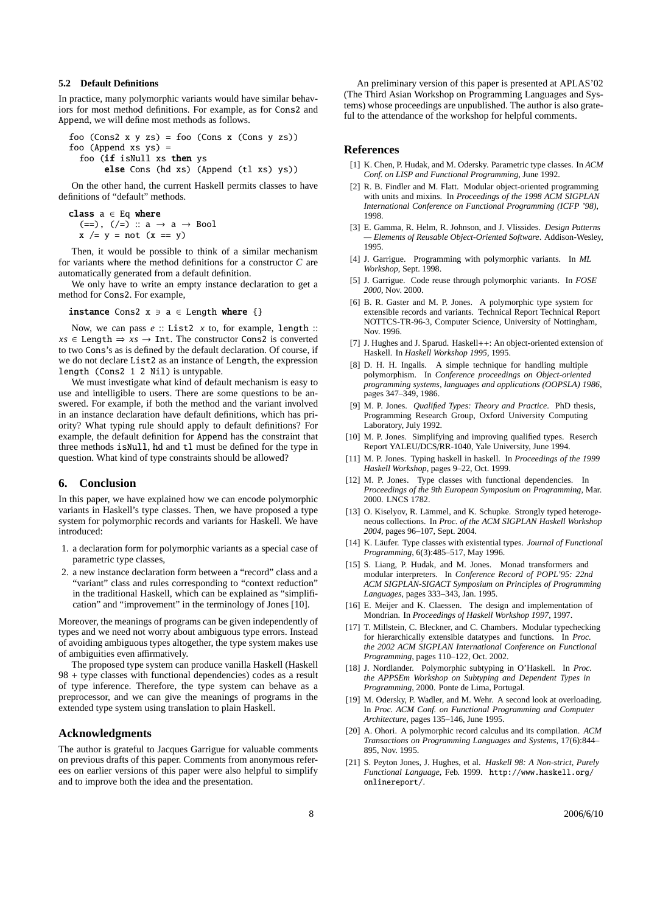### 5.2 Default Definitions

In practice, many polymorphic variants would have similar behaviors for most method definitions. For example, as for Cons2 and Append, we will define most methods as follows.

```
foo (Cons2 x y zs) = foo (Cons x (Cons y zs))
foo (Append xs ys) =
  foo (if isNull xs then ys
       else Cons (hd xs) (Append (tl xs) ys))
```

On the other hand, the current Haskell permits classes to have definitions of "default" methods.

```
class a ∈ Eq where
  (==), (/=) :: a → a → Bool
  x /= y = not (x == y)
```

Then, it would be possible to think of a similar mechanism for variants where the method definitions for a constructor $C$ are automatically generated from a default definition.

We only have to write an empty instance declaration to get a method for Cons2. For example,

```
instance Cons2 x ∋ a ∈ Length where {}
```

Now, we can pass $e$ :: List2 $x$ to, for example, length :: $xs$ ∈ Length ⇒ $xs$ → Int. The constructor Cons2 is converted to two Cons's as is defined by the default declaration. Of course, if we do not declare List2 as an instance of Length, the expression length (Cons2 1 2 Nil) is untypable.

We must investigate what kind of default mechanism is easy to use and intelligible to users. There are some questions to be answered. For example, if both the method and the variant involved in an instance declaration have default definitions, which has priority? What typing rule should apply to default definitions? For example, the default definition for Append has the constraint that three methods isNull, hd and tl must be defined for the type in question. What kind of type constraints should be allowed?

## 6. Conclusion

In this paper, we have explained how we can encode polymorphic variants in Haskell's type classes. Then, we have proposed a type system for polymorphic records and variants for Haskell. We have introduced:

1. a declaration form for polymorphic variants as a special case of parametric type classes,
2. a new instance declaration form between a "record" class and a "variant" class and rules corresponding to "context reduction" in the traditional Haskell, which can be explained as "simplification" and "improvement" in the terminology of Jones [10].

Moreover, the meanings of programs can be given independently of types and we need not worry about ambiguous type errors. Instead of avoiding ambiguous types altogether, the type system makes use of ambiguities even affirmatively.

The proposed type system can produce vanilla Haskell (Haskell 98 + type classes with functional dependencies) codes as a result of type inference. Therefore, the type system can behave as a preprocessor, and we can give the meanings of programs in the extended type system using translation to plain Haskell.

## Acknowledgments

The author is grateful to Jacques Garrigue for valuable comments on previous drafts of this paper. Comments from anonymous referees on earlier versions of this paper were also helpful to simplify and to improve both the idea and the presentation.

An preliminary version of this paper is presented at APLAS'02 (The Third Asian Workshop on Programming Languages and Systems) whose proceedings are unpublished. The author is also grateful to the attendance of the workshop for helpful comments.

## References

[1] K. Chen, P. Hudak, and M. Odersky. Parametric type classes. In *ACM Conf. on LISP and Functional Programming*, June 1992.

[2] R. B. Findler and M. Flatt. Modular object-oriented programming with units and mixins. In *Proceedings of the 1998 ACM SIGPLAN International Conference on Functional Programming (ICFP '98)*, 1998.

[3] E. Gamma, R. Helm, R. Johnson, and J. Vlissides. *Design Patterns — Elements of Reusable Object-Oriented Software*. Addison-Wesley, 1995.

[4] J. Garrigue. Programming with polymorphic variants. In *ML Workshop*, Sept. 1998.

[5] J. Garrigue. Code reuse through polymorphic variants. In *FOSE 2000*, Nov. 2000.

[6] B. R. Gaster and M. P. Jones. A polymorphic type system for extensible records and variants. Technical Report Technical Report NOTTCS-TR-96-3, Computer Science, University of Nottingham, Nov. 1996.

[7] J. Hughes and J. Sparud. Haskell++: An object-oriented extension of Haskell. In *Haskell Workshop 1995*, 1995.

[8] D. H. H. Ingalls. A simple technique for handling multiple polymorphism. In *Conference proceedings on Object-oriented programming systems, languages and applications (OOPSLA) 1986*, pages 347–349, 1986.

[9] M. P. Jones. *Qualified Types: Theory and Practice*. PhD thesis, Programming Research Group, Oxford University Computing Laboratory, July 1992.

[10] M. P. Jones. Simplifying and improving qualified types. Reserch Report YALEU/DCS/RR-1040, Yale University, June 1994.

[11] M. P. Jones. Typing haskell in haskell. In *Proceedings of the 1999 Haskell Workshop*, pages 9–22, Oct. 1999.

[12] M. P. Jones. Type classes with functional dependencies. In *Proceedings of the 9th European Symposium on Programming*, Mar. 2000. LNCS 1782.

[13] O. Kiselyov, R. Lämmel, and K. Schupke. Strongly typed heterogeneous collections. In *Proc. of the ACM SIGPLAN Haskell Workshop 2004*, pages 96–107, Sept. 2004.

[14] K. Läufer. Type classes with existential types. *Journal of Functional Programming*, 6(3):485–517, May 1996.

[15] S. Liang, P. Hudak, and M. Jones. Monad transformers and modular interpreters. In *Conference Record of POPL'95: 22nd ACM SIGPLAN-SIGACT Symposium on Principles of Programming Languages*, pages 333–343, Jan. 1995.

[16] E. Meijer and K. Claessen. The design and implementation of Mondrian. In *Proceedings of Haskell Workshop 1997*, 1997.

[17] T. Millstein, C. Bleckner, and C. Chambers. Modular typechecking for hierarchically extensible datatypes and functions. In *Proc. the 2002 ACM SIGPLAN International Conference on Functional Programming*, pages 110–122, Oct. 2002.

[18] J. Nordlander. Polymorphic subtyping in O'Haskell. In *Proc. the APPSEm Workshop on Subtyping and Dependent Types in Programming*, 2000. Ponte de Lima, Portugal.

[19] M. Odersky, P. Wadler, and M. Wehr. A second look at overloading. In *Proc. ACM Conf. on Functional Programming and Computer Architecture*, pages 135–146, June 1995.

[20] A. Ohori. A polymorphic record calculus and its compilation. *ACM Transactions on Programming Languages and Systems*, 17(6):844–895, Nov. 1995.

[21] S. Peyton Jones, J. Hughes, et al. *Haskell 98: A Non-strict, Purely Functional Language*, Feb. 1999. http://www.haskell.org/onlinereport/.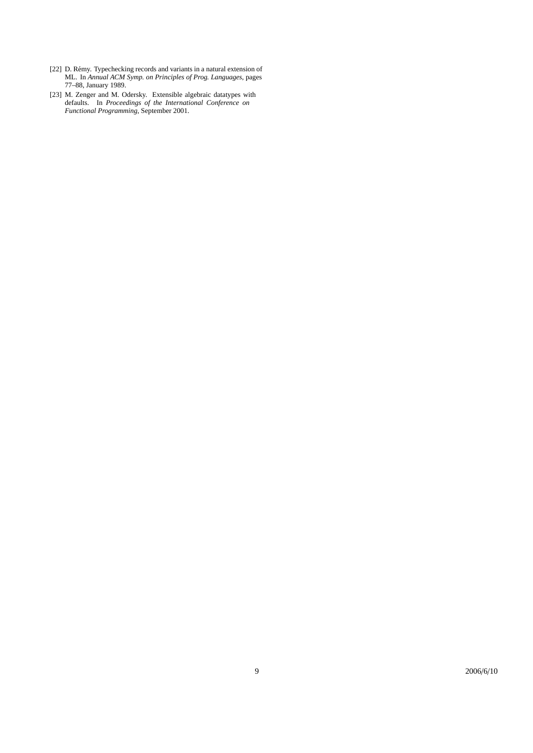[22] D. Rémy. Typechecking records and variants in a natural extension of ML. In *Annual ACM Symp. on Principles of Prog. Languages*, pages 77–88, January 1989.

[23] M. Zenger and M. Odersky. Extensible algebraic datatypes with defaults. In *Proceedings of the International Conference on Functional Programming*, September 2001.